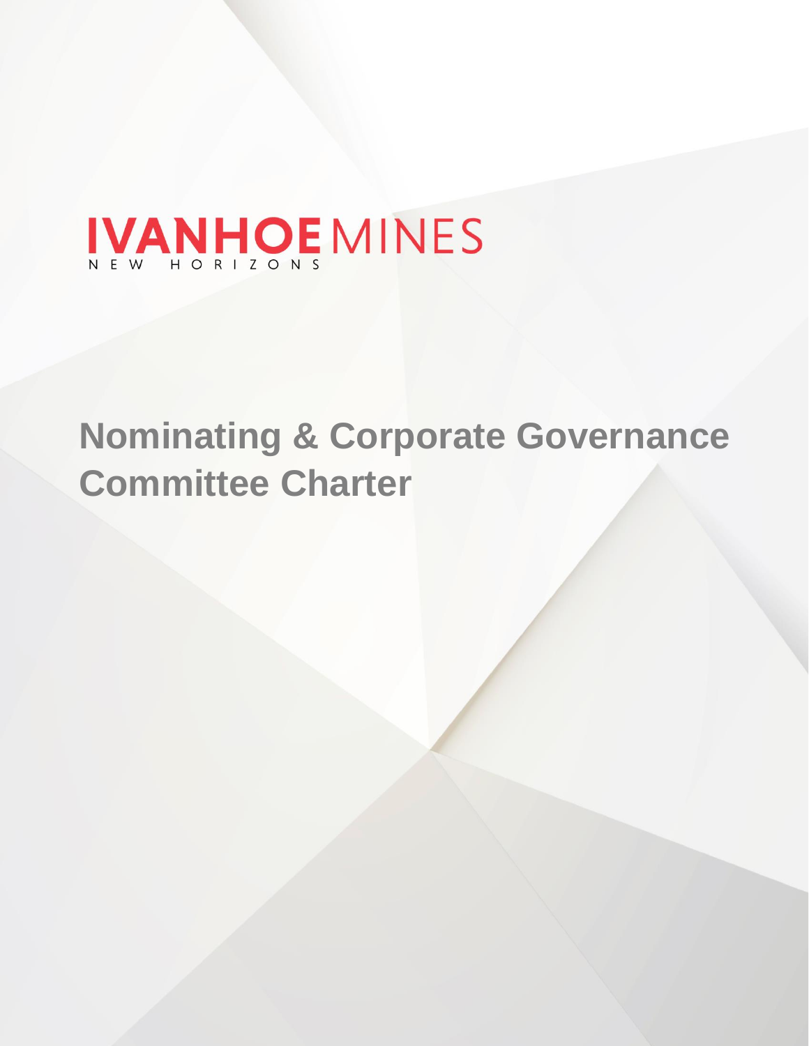IVANHOE MINES

NEW HORIZONS

# Nominating & Corporate Governance Committee Charter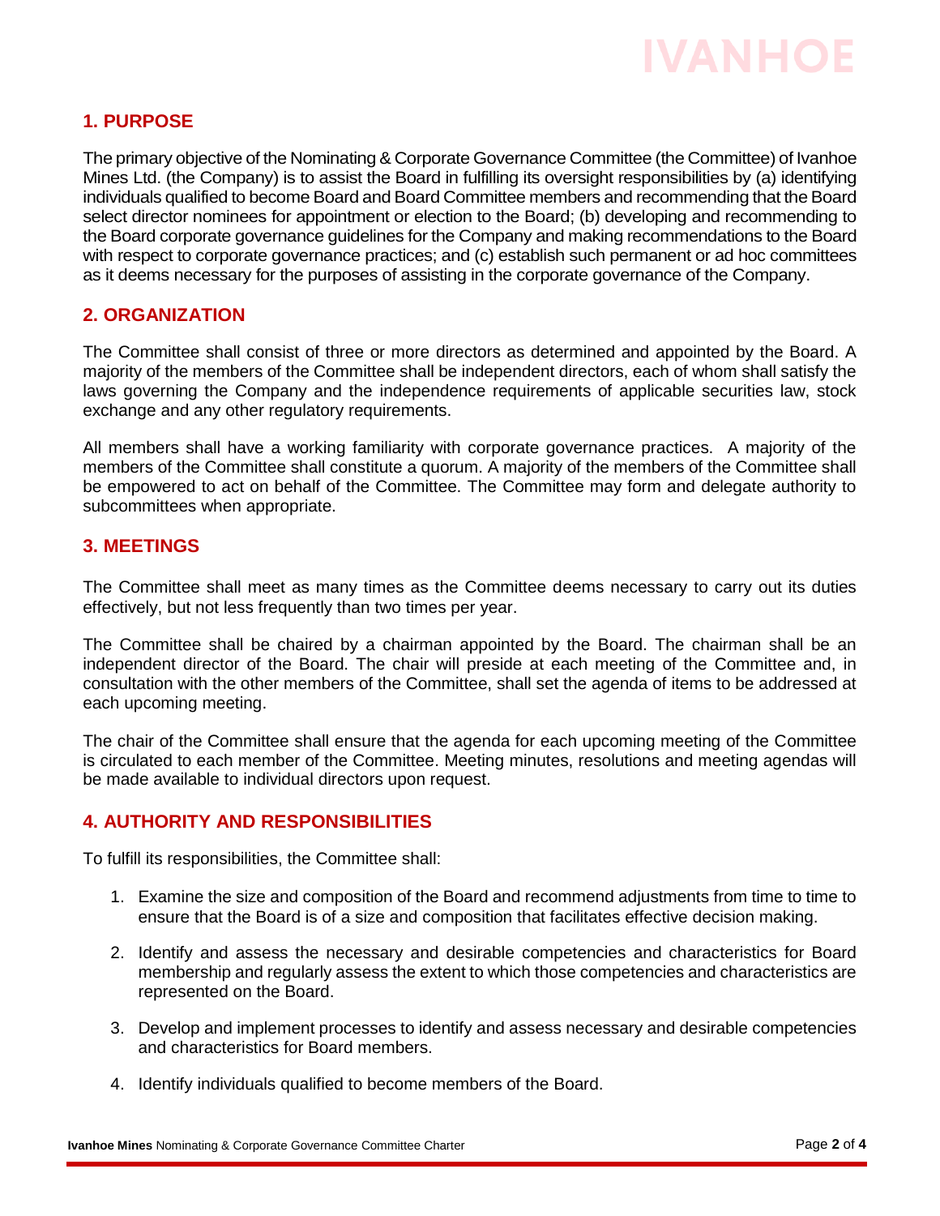## 1. PURPOSE

The primary objective of the Nominating & Corporate Governance Committee (the Committee) of Ivanhoe Mines Ltd. (the Company) is to assist the Board in fulfilling its oversight responsibilities by (a) identifying individuals qualified to become Board and Board Committee members and recommending that the Board select director nominees for appointment or election to the Board; (b) developing and recommending to the Board corporate governance guidelines for the Company and making recommendations to the Board with respect to corporate governance practices; and (c) establish such permanent or ad hoc committees as it deems necessary for the purposes of assisting in the corporate governance of the Company.

## 2. ORGANIZATION

The Committee shall consist of three or more directors as determined and appointed by the Board. A majority of the members of the Committee shall be independent directors, each of whom shall satisfy the laws governing the Company and the independence requirements of applicable securities law, stock exchange and any other regulatory requirements.

All members shall have a working familiarity with corporate governance practices. A majority of the members of the Committee shall constitute a quorum. A majority of the members of the Committee shall be empowered to act on behalf of the Committee. The Committee may form and delegate authority to subcommittees when appropriate.

## 3. MEETINGS

The Committee shall meet as many times as the Committee deems necessary to carry out its duties effectively, but not less frequently than two times per year.

The Committee shall be chaired by a chairman appointed by the Board. The chairman shall be an independent director of the Board. The chair will preside at each meeting of the Committee and, in consultation with the other members of the Committee, shall set the agenda of items to be addressed at each upcoming meeting.

The chair of the Committee shall ensure that the agenda for each upcoming meeting of the Committee is circulated to each member of the Committee. Meeting minutes, resolutions and meeting agendas will be made available to individual directors upon request.

## 4. AUTHORITY AND RESPONSIBILITIES

To fulfill its responsibilities, the Committee shall:

1. Examine the size and composition of the Board and recommend adjustments from time to time to ensure that the Board is of a size and composition that facilitates effective decision making.
2. Identify and assess the necessary and desirable competencies and characteristics for Board membership and regularly assess the extent to which those competencies and characteristics are represented on the Board.
3. Develop and implement processes to identify and assess necessary and desirable competencies and characteristics for Board members.
4. Identify individuals qualified to become members of the Board.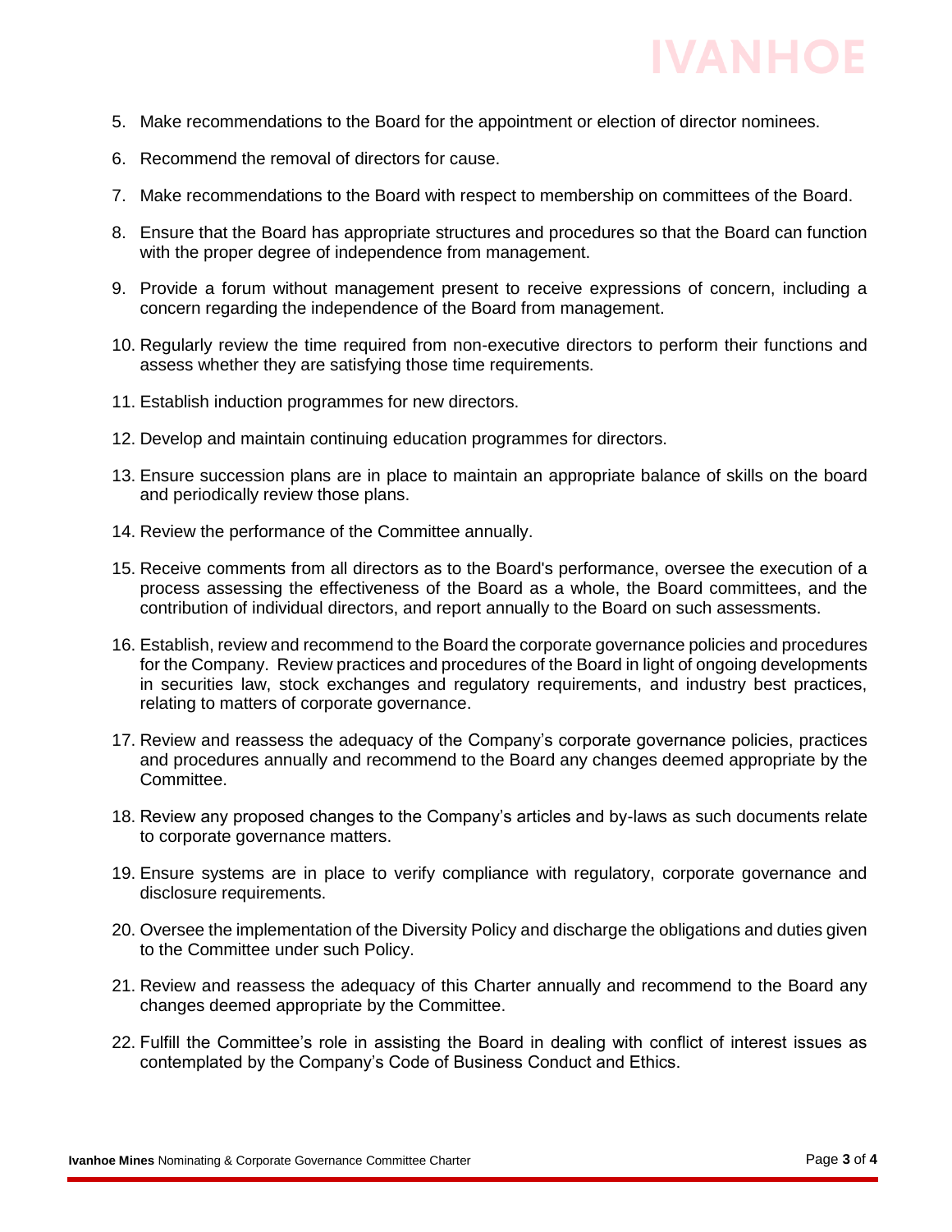5. Make recommendations to the Board for the appointment or election of director nominees.

6. Recommend the removal of directors for cause.

7. Make recommendations to the Board with respect to membership on committees of the Board.

8. Ensure that the Board has appropriate structures and procedures so that the Board can function with the proper degree of independence from management.

9. Provide a forum without management present to receive expressions of concern, including a concern regarding the independence of the Board from management.

10. Regularly review the time required from non-executive directors to perform their functions and assess whether they are satisfying those time requirements.

11. Establish induction programmes for new directors.

12. Develop and maintain continuing education programmes for directors.

13. Ensure succession plans are in place to maintain an appropriate balance of skills on the board and periodically review those plans.

14. Review the performance of the Committee annually.

15. Receive comments from all directors as to the Board's performance, oversee the execution of a process assessing the effectiveness of the Board as a whole, the Board committees, and the contribution of individual directors, and report annually to the Board on such assessments.

16. Establish, review and recommend to the Board the corporate governance policies and procedures for the Company. Review practices and procedures of the Board in light of ongoing developments in securities law, stock exchanges and regulatory requirements, and industry best practices, relating to matters of corporate governance.

17. Review and reassess the adequacy of the Company's corporate governance policies, practices and procedures annually and recommend to the Board any changes deemed appropriate by the Committee.

18. Review any proposed changes to the Company's articles and by-laws as such documents relate to corporate governance matters.

19. Ensure systems are in place to verify compliance with regulatory, corporate governance and disclosure requirements.

20. Oversee the implementation of the Diversity Policy and discharge the obligations and duties given to the Committee under such Policy.

21. Review and reassess the adequacy of this Charter annually and recommend to the Board any changes deemed appropriate by the Committee.

22. Fulfill the Committee's role in assisting the Board in dealing with conflict of interest issues as contemplated by the Company's Code of Business Conduct and Ethics.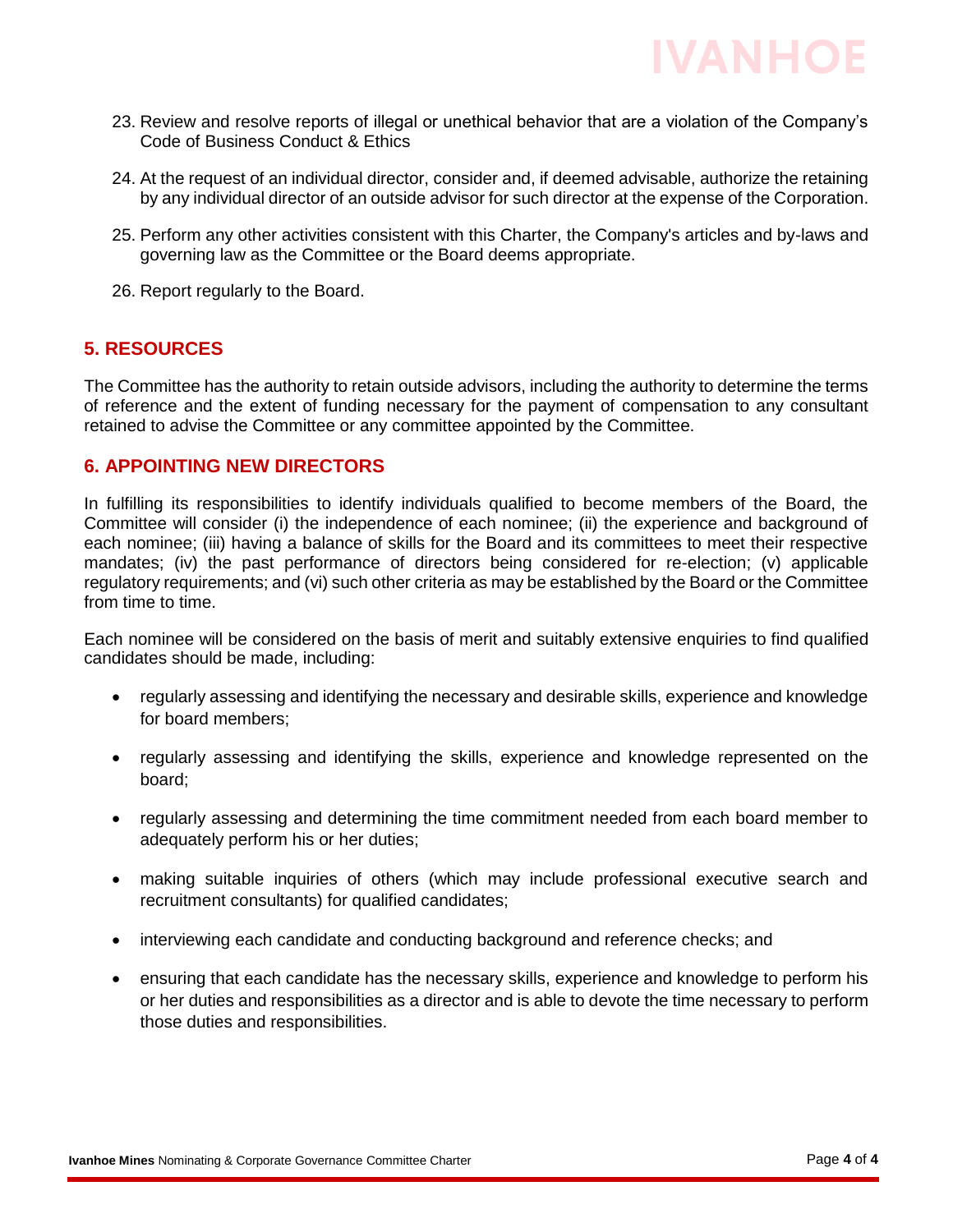23. Review and resolve reports of illegal or unethical behavior that are a violation of the Company's Code of Business Conduct & Ethics

24. At the request of an individual director, consider and, if deemed advisable, authorize the retaining by any individual director of an outside advisor for such director at the expense of the Corporation.

25. Perform any other activities consistent with this Charter, the Company's articles and by-laws and governing law as the Committee or the Board deems appropriate.

26. Report regularly to the Board.

## 5. RESOURCES

The Committee has the authority to retain outside advisors, including the authority to determine the terms of reference and the extent of funding necessary for the payment of compensation to any consultant retained to advise the Committee or any committee appointed by the Committee.

## 6. APPOINTING NEW DIRECTORS

In fulfilling its responsibilities to identify individuals qualified to become members of the Board, the Committee will consider (i) the independence of each nominee; (ii) the experience and background of each nominee; (iii) having a balance of skills for the Board and its committees to meet their respective mandates; (iv) the past performance of directors being considered for re-election; (v) applicable regulatory requirements; and (vi) such other criteria as may be established by the Board or the Committee from time to time.

Each nominee will be considered on the basis of merit and suitably extensive enquiries to find qualified candidates should be made, including:

- regularly assessing and identifying the necessary and desirable skills, experience and knowledge for board members;

- regularly assessing and identifying the skills, experience and knowledge represented on the board;

- regularly assessing and determining the time commitment needed from each board member to adequately perform his or her duties;

- making suitable inquiries of others (which may include professional executive search and recruitment consultants) for qualified candidates;

- interviewing each candidate and conducting background and reference checks; and

- ensuring that each candidate has the necessary skills, experience and knowledge to perform his or her duties and responsibilities as a director and is able to devote the time necessary to perform those duties and responsibilities.